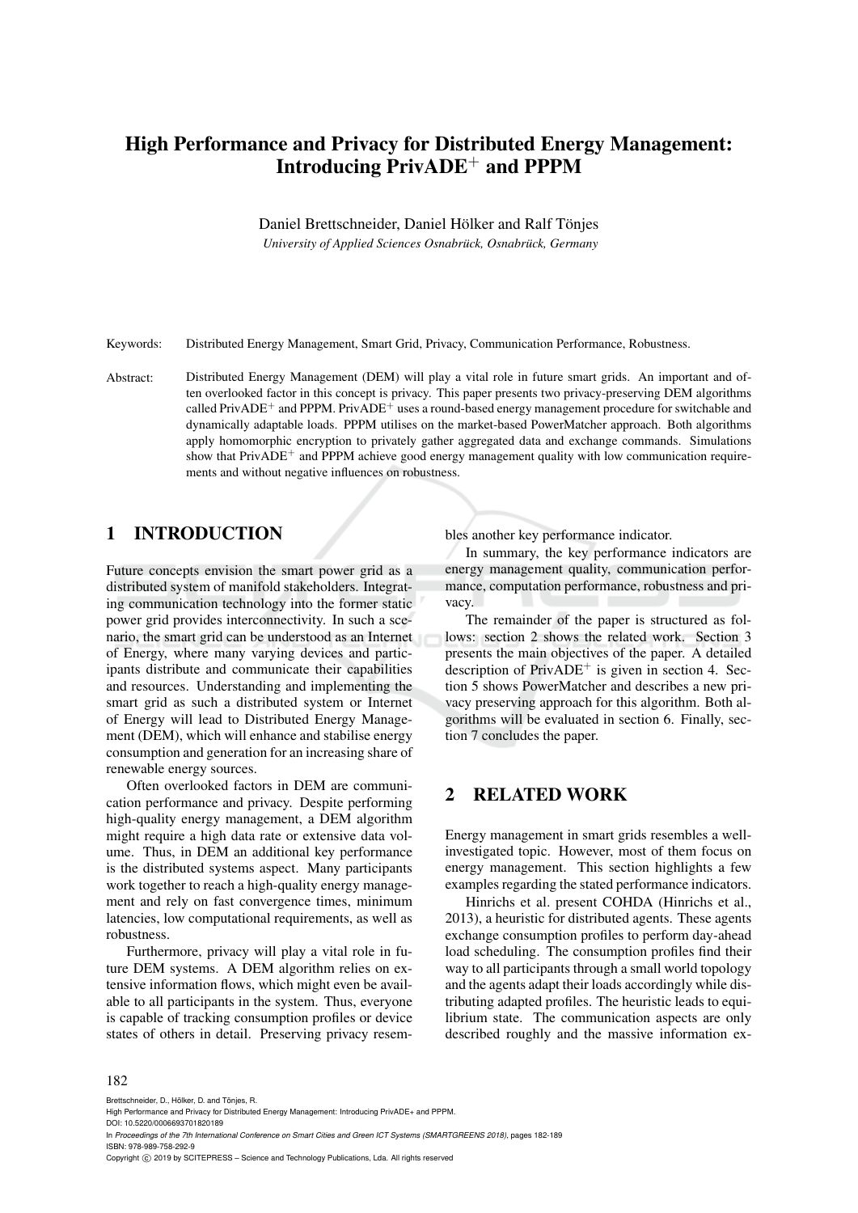# High Performance and Privacy for Distributed Energy Management: Introducing PrivADE$^{+}$ and PPPM

Daniel Brettschneider, Daniel Hölker and Ralf Tönjes

*University of Applied Sciences Osnabrück, Osnabrück, Germany*

Keywords: Distributed Energy Management, Smart Grid, Privacy, Communication Performance, Robustness.

Abstract: Distributed Energy Management (DEM) will play a vital role in future smart grids. An important and often overlooked factor in this concept is privacy. This paper presents two privacy-preserving DEM algorithms called PrivADE$^{+}$ and PPPM. PrivADE$^{+}$ uses a round-based energy management procedure for switchable and dynamically adaptable loads. PPPM utilises on the market-based PowerMatcher approach. Both algorithms apply homomorphic encryption to privately gather aggregated data and exchange commands. Simulations show that PrivADE$^{+}$ and PPPM achieve good energy management quality with low communication requirements and without negative influences on robustness.

## 1 INTRODUCTION

Future concepts envision the smart power grid as a distributed system of manifold stakeholders. Integrating communication technology into the former static power grid provides interconnectivity. In such a scenario, the smart grid can be understood as an Internet of Energy, where many varying devices and participants distribute and communicate their capabilities and resources. Understanding and implementing the smart grid as such a distributed system or Internet of Energy will lead to Distributed Energy Management (DEM), which will enhance and stabilise energy consumption and generation for an increasing share of renewable energy sources.

Often overlooked factors in DEM are communication performance and privacy. Despite performing high-quality energy management, a DEM algorithm might require a high data rate or extensive data volume. Thus, in DEM an additional key performance is the distributed systems aspect. Many participants work together to reach a high-quality energy management and rely on fast convergence times, minimum latencies, low computational requirements, as well as robustness.

Furthermore, privacy will play a vital role in future DEM systems. A DEM algorithm relies on extensive information flows, which might even be available to all participants in the system. Thus, everyone is capable of tracking consumption profiles or device states of others in detail. Preserving privacy resembles another key performance indicator.

In summary, the key performance indicators are energy management quality, communication performance, computation performance, robustness and privacy.

The remainder of the paper is structured as follows: section 2 shows the related work. Section 3 presents the main objectives of the paper. A detailed description of PrivADE$^{+}$ is given in section 4. Section 5 shows PowerMatcher and describes a new privacy preserving approach for this algorithm. Both algorithms will be evaluated in section 6. Finally, section 7 concludes the paper.

## 2 RELATED WORK

Energy management in smart grids resembles a well-investigated topic. However, most of them focus on energy management. This section highlights a few examples regarding the stated performance indicators.

Hinrichs et al. present COHDA (Hinrichs et al., 2013), a heuristic for distributed agents. These agents exchange consumption profiles to perform day-ahead load scheduling. The consumption profiles find their way to all participants through a small world topology and the agents adapt their loads accordingly while distributing adapted profiles. The heuristic leads to equilibrium state. The communication aspects are only described roughly and the massive information ex-

Brettschneider, D., Hölker, D. and Tönjes, R.
High Performance and Privacy for Distributed Energy Management: Introducing PrivADE+ and PPPM.
DOI: 10.5220/0006693701820189
In *Proceedings of the 7th International Conference on Smart Cities and Green ICT Systems (SMARTGREENS 2018)*, pages 182-189
ISBN: 978-989-758-292-9
Copyright © 2019 by SCITEPRESS – Science and Technology Publications, Lda. All rights reserved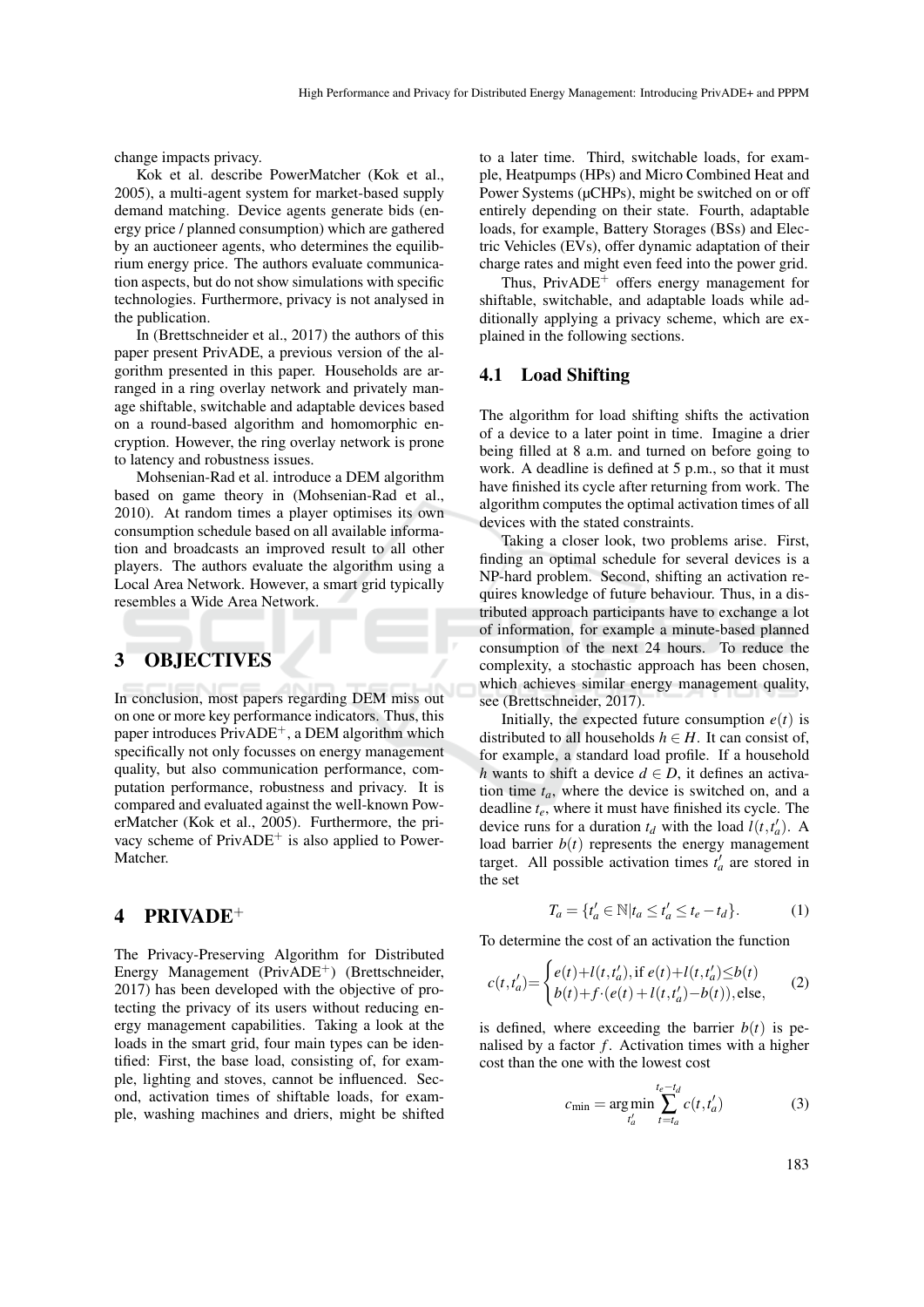change impacts privacy.

Kok et al. describe PowerMatcher (Kok et al., 2005), a multi-agent system for market-based supply demand matching. Device agents generate bids (energy price / planned consumption) which are gathered by an auctioneer agents, who determines the equilibrium energy price. The authors evaluate communication aspects, but do not show simulations with specific technologies. Furthermore, privacy is not analysed in the publication.

In (Brettschneider et al., 2017) the authors of this paper present PrivADE, a previous version of the algorithm presented in this paper. Households are arranged in a ring overlay network and privately manage shiftable, switchable and adaptable devices based on a round-based algorithm and homomorphic encryption. However, the ring overlay network is prone to latency and robustness issues.

Mohsenian-Rad et al. introduce a DEM algorithm based on game theory in (Mohsenian-Rad et al., 2010). At random times a player optimises its own consumption schedule based on all available information and broadcasts an improved result to all other players. The authors evaluate the algorithm using a Local Area Network. However, a smart grid typically resembles a Wide Area Network.

## 3 OBJECTIVES

In conclusion, most papers regarding DEM miss out on one or more key performance indicators. Thus, this paper introduces PrivADE$^+$, a DEM algorithm which specifically not only focusses on energy management quality, but also communication performance, computation performance, robustness and privacy. It is compared and evaluated against the well-known PowerMatcher (Kok et al., 2005). Furthermore, the privacy scheme of PrivADE$^+$ is also applied to PowerMatcher.

## 4 PRIVADE$^+$

The Privacy-Preserving Algorithm for Distributed Energy Management (PrivADE$^+$) (Brettschneider, 2017) has been developed with the objective of protecting the privacy of its users without reducing energy management capabilities. Taking a look at the loads in the smart grid, four main types can be identified: First, the base load, consisting of, for example, lighting and stoves, cannot be influenced. Second, activation times of shiftable loads, for example, washing machines and driers, might be shifted to a later time. Third, switchable loads, for example, Heatpumps (HPs) and Micro Combined Heat and Power Systems (µCHPs), might be switched on or off entirely depending on their state. Fourth, adaptable loads, for example, Battery Storages (BSs) and Electric Vehicles (EVs), offer dynamic adaptation of their charge rates and might even feed into the power grid.

Thus, PrivADE$^+$ offers energy management for shiftable, switchable, and adaptable loads while additionally applying a privacy scheme, which are explained in the following sections.

### 4.1 Load Shifting

The algorithm for load shifting shifts the activation of a device to a later point in time. Imagine a drier being filled at 8 a.m. and turned on before going to work. A deadline is defined at 5 p.m., so that it must have finished its cycle after returning from work. The algorithm computes the optimal activation times of all devices with the stated constraints.

Taking a closer look, two problems arise. First, finding an optimal schedule for several devices is a NP-hard problem. Second, shifting an activation requires knowledge of future behaviour. Thus, in a distributed approach participants have to exchange a lot of information, for example a minute-based planned consumption of the next 24 hours. To reduce the complexity, a stochastic approach has been chosen, which achieves similar energy management quality, see (Brettschneider, 2017).

Initially, the expected future consumption $e(t)$ is distributed to all households $h \in H$. It can consist of, for example, a standard load profile. If a household $h$ wants to shift a device $d \in D$, it defines an activation time $t_a$, where the device is switched on, and a deadline $t_e$, where it must have finished its cycle. The device runs for a duration $t_d$ with the load $l(t,t'_a)$. A load barrier $b(t)$ represents the energy management target. All possible activation times $t'_a$ are stored in the set

$$T_a = \{t'_a \in \mathbb{N} | t_a \leq t'_a \leq t_e - t_d\}. \tag{1}$$

To determine the cost of an activation the function

$$c(t,t'_a) = \begin{cases} e(t)+l(t,t'_a), \text{if } e(t)+l(t,t'_a) \leq b(t) \\ b(t)+f \cdot (e(t)+l(t,t'_a)-b(t)), \text{else}, \end{cases} \tag{2}$$

is defined, where exceeding the barrier $b(t)$ is penalised by a factor $f$. Activation times with a higher cost than the one with the lowest cost

$$c_{\min} = \underset{t'_a}{\arg\min} \sum_{t=t_a}^{t_e-t_d} c(t,t'_a) \tag{3}$$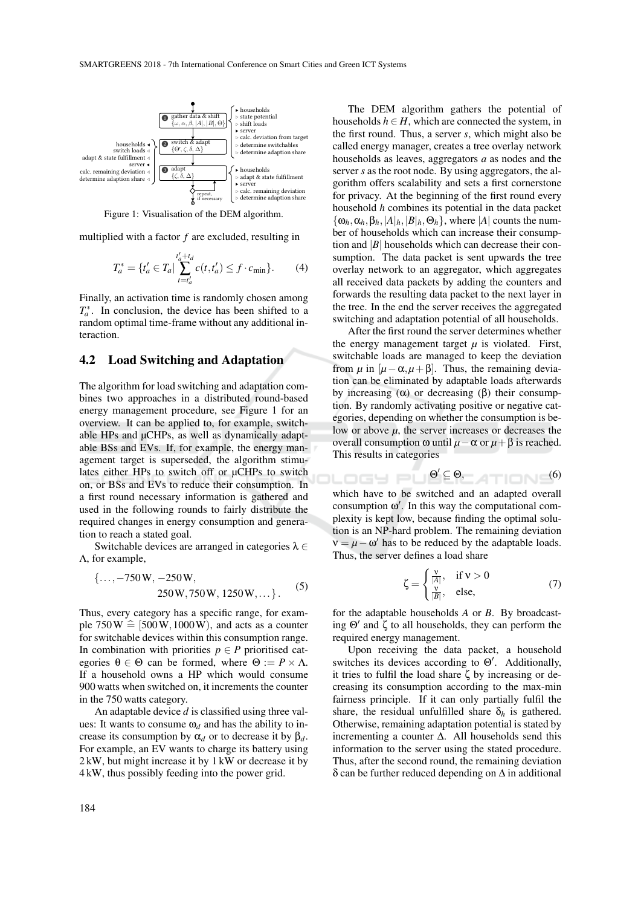Figure 1: Visualisation of the DEM algorithm.

multiplied with a factor $f$ are excluded, resulting in

$$T_a^* = \{t_a' \in T_a | \sum_{t=t_a'}^{t_a'+t_d} c(t, t_a') \leq f \cdot c_{\min}\}. \quad (4)$$

Finally, an activation time is randomly chosen among $T_a^*$. In conclusion, the device has been shifted to a random optimal time-frame without any additional interaction.

## 4.2 Load Switching and Adaptation

The algorithm for load switching and adaptation combines two approaches in a distributed round-based energy management procedure, see Figure 1 for an overview. It can be applied to, for example, switchable HPs and μCHPs, as well as dynamically adaptable BSs and EVs. If, for example, the energy management target is superseded, the algorithm stimulates either HPs to switch off or μCHPs to switch on, or BSs and EVs to reduce their consumption. In a first round necessary information is gathered and used in the following rounds to fairly distribute the required changes in energy consumption and generation to reach a stated goal.

Switchable devices are arranged in categories $\lambda \in \Lambda$, for example,

$$\{\ldots, -750\,\text{W}, -250\,\text{W}, 250\,\text{W}, 750\,\text{W}, 1250\,\text{W}, \ldots\}. \quad (5)$$

Thus, every category has a specific range, for example $750\,\text{W} \mathrel{\widehat{=}} [500\,\text{W}, 1000\,\text{W})$, and acts as a counter for switchable devices within this consumption range. In combination with priorities $p \in P$ prioritised categories $\theta \in \Theta$ can be formed, where $\Theta := P \times \Lambda$. If a household owns a HP which would consume 900 watts when switched on, it increments the counter in the 750 watts category.

An adaptable device $d$ is classified using three values: It wants to consume $\omega_d$ and has the ability to increase its consumption by $\alpha_d$ or to decrease it by $\beta_d$. For example, an EV wants to charge its battery using 2 kW, but might increase it by 1 kW or decrease it by 4 kW, thus possibly feeding into the power grid.

The DEM algorithm gathers the potential of households $h \in H$, which are connected the system, in the first round. Thus, a server $s$, which might also be called energy manager, creates a tree overlay network households as leaves, aggregators $a$ as nodes and the server $s$ as the root node. By using aggregators, the algorithm offers scalability and sets a first cornerstone for privacy. At the beginning of the first round every household $h$ combines its potential in the data packet $\{\omega_h, \alpha_h, \beta_h, |A|_h, |B|_h, \Theta_h\}$, where $|A|$ counts the number of households which can increase their consumption and $|B|$ households which can decrease their consumption. The data packet is sent upwards the tree overlay network to an aggregator, which aggregates all received data packets by adding the counters and forwards the resulting data packet to the next layer in the tree. In the end the server receives the aggregated switching and adaptation potential of all households.

After the first round the server determines whether the energy management target $\mu$ is violated. First, switchable loads are managed to keep the deviation from $\mu$ in $[\mu - \alpha, \mu + \beta]$. Thus, the remaining deviation can be eliminated by adaptable loads afterwards by increasing ($\alpha$) or decreasing ($\beta$) their consumption. By randomly activating positive or negative categories, depending on whether the consumption is below or above $\mu$, the server increases or decreases the overall consumption $\omega$ until $\mu - \alpha$ or $\mu + \beta$ is reached. This results in categories

$$\Theta' \subseteq \Theta, \quad (6)$$

which have to be switched and an adapted overall consumption $\omega'$. In this way the computational complexity is kept low, because finding the optimal solution is an NP-hard problem. The remaining deviation $\nu = \mu - \omega'$ has to be reduced by the adaptable loads. Thus, the server defines a load share

$$\zeta = \begin{cases} \frac{\nu}{|A|}, & \text{if } \nu > 0 \\ \frac{\nu}{|B|}, & \text{else,} \end{cases} \quad (7)$$

for the adaptable households $A$ or $B$. By broadcasting $\Theta'$ and $\zeta$ to all households, they can perform the required energy management.

Upon receiving the data packet, a household switches its devices according to $\Theta'$. Additionally, it tries to fulfil the load share $\zeta$ by increasing or decreasing its consumption according to the max-min fairness principle. If it can only partially fulfil the share, the residual unfulfilled share $\delta_h$ is gathered. Otherwise, remaining adaptation potential is stated by incrementing a counter $\Delta$. All households send this information to the server using the stated procedure. Thus, after the second round, the remaining deviation $\delta$ can be further reduced depending on $\Delta$ in additional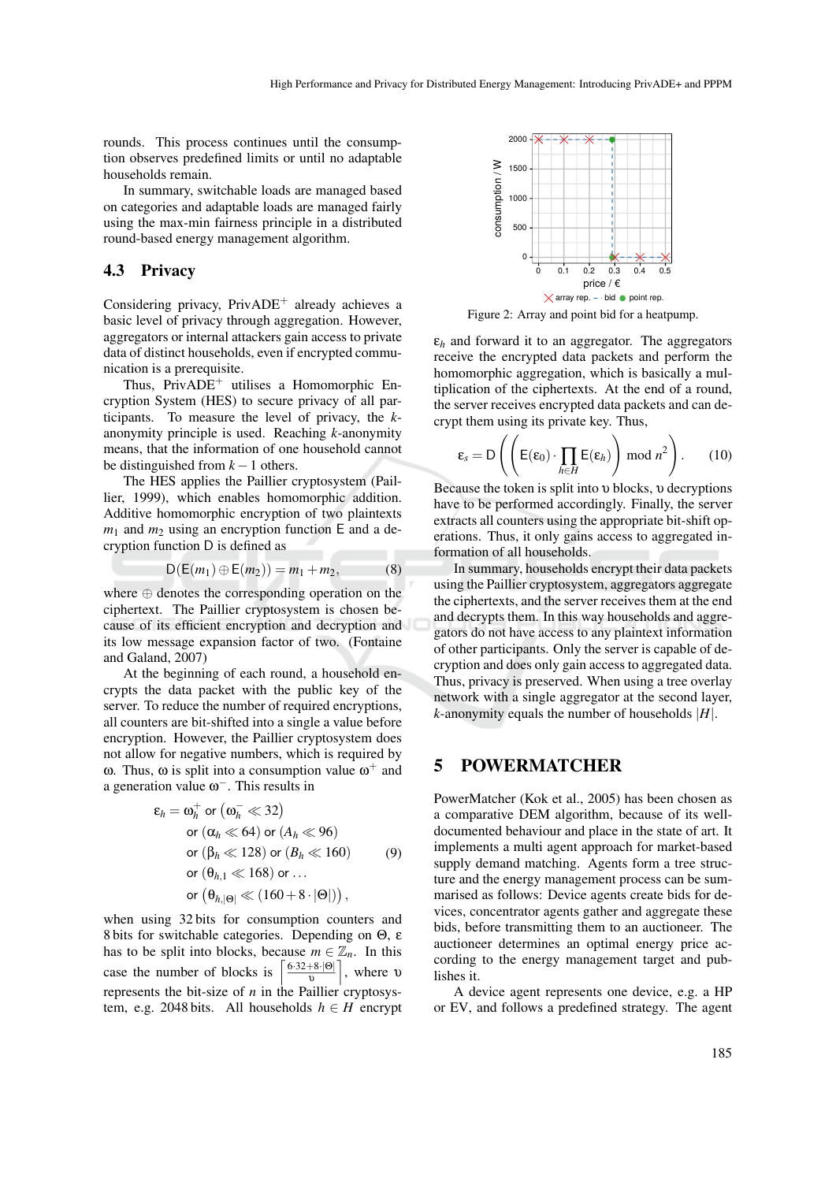rounds. This process continues until the consumption observes predefined limits or until no adaptable households remain.

In summary, switchable loads are managed based on categories and adaptable loads are managed fairly using the max-min fairness principle in a distributed round-based energy management algorithm.

### 4.3 Privacy

Considering privacy, PrivADE$^+$ already achieves a basic level of privacy through aggregation. However, aggregators or internal attackers gain access to private data of distinct households, even if encrypted communication is a prerequisite.

Thus, PrivADE$^+$ utilises a Homomorphic Encryption System (HES) to secure privacy of all participants. To measure the level of privacy, the $k$-anonymity principle is used. Reaching $k$-anonymity means, that the information of one household cannot be distinguished from $k-1$ others.

The HES applies the Paillier cryptosystem (Paillier, 1999), which enables homomorphic addition. Additive homomorphic encryption of two plaintexts $m_1$ and $m_2$ using an encryption function $\mathsf{E}$ and a decryption function $\mathsf{D}$ is defined as

$$\mathsf{D}(\mathsf{E}(m_1) \oplus \mathsf{E}(m_2)) = m_1 + m_2, \tag{8}$$

where $\oplus$ denotes the corresponding operation on the ciphertext. The Paillier cryptosystem is chosen because of its efficient encryption and decryption and its low message expansion factor of two. (Fontaine and Galand, 2007)

At the beginning of each round, a household encrypts the data packet with the public key of the server. To reduce the number of required encryptions, all counters are bit-shifted into a single a value before encryption. However, the Paillier cryptosystem does not allow for negative numbers, which is required by $\omega$. Thus, $\omega$ is split into a consumption value $\omega^+$ and a generation value $\omega^-$. This results in

$$\begin{aligned}
\varepsilon_h = \omega_h^+ &\text{ or } \left(\omega_h^- \ll 32\right) \\
&\text{ or } (\alpha_h \ll 64) \text{ or } (A_h \ll 96) \\
&\text{ or } (\beta_h \ll 128) \text{ or } (B_h \ll 160) \\
&\text{ or } (\theta_{h,1} \ll 168) \text{ or } \ldots \\
&\text{ or } \left(\theta_{h,|\Theta|} \ll (160 + 8 \cdot |\Theta|)\right),
\end{aligned} \tag{9}$$

when using 32 bits for consumption counters and 8 bits for switchable categories. Depending on $\Theta$, $\varepsilon$ has to be split into blocks, because $m \in \mathbb{Z}_n$. In this case the number of blocks is $\left\lceil \frac{6 \cdot 32 + 8 \cdot |\Theta|}{\upsilon} \right\rceil$, where $\upsilon$ represents the bit-size of $n$ in the Paillier cryptosystem, e.g. 2048 bits. All households $h \in H$ encrypt $\varepsilon_h$ and forward it to an aggregator. The aggregators receive the encrypted data packets and perform the homomorphic aggregation, which is basically a multiplication of the ciphertexts. At the end of a round, the server receives encrypted data packets and can decrypt them using its private key. Thus,

$$\varepsilon_s = \mathsf{D}\left(\left(\mathsf{E}(\varepsilon_0) \cdot \prod_{h \in H} \mathsf{E}(\varepsilon_h)\right) \bmod n^2\right). \tag{10}$$

Because the token is split into $\upsilon$ blocks, $\upsilon$ decryptions have to be performed accordingly. Finally, the server extracts all counters using the appropriate bit-shift operations. Thus, it only gains access to aggregated information of all households.

In summary, households encrypt their data packets using the Paillier cryptosystem, aggregators aggregate the ciphertexts, and the server receives them at the end and decrypts them. In this way households and aggregators do not have access to any plaintext information of other participants. Only the server is capable of decryption and does only gain access to aggregated data. Thus, privacy is preserved. When using a tree overlay network with a single aggregator at the second layer, $k$-anonymity equals the number of households $|H|$.

Figure 2: Array and point bid for a heatpump.

## 5 POWERMATCHER

PowerMatcher (Kok et al., 2005) has been chosen as a comparative DEM algorithm, because of its well-documented behaviour and place in the state of art. It implements a multi agent approach for market-based supply demand matching. Agents form a tree structure and the energy management process can be summarised as follows: Device agents create bids for devices, concentrator agents gather and aggregate these bids, before transmitting them to an auctioneer. The auctioneer determines an optimal energy price according to the energy management target and publishes it.

A device agent represents one device, e.g. a HP or EV, and follows a predefined strategy. The agent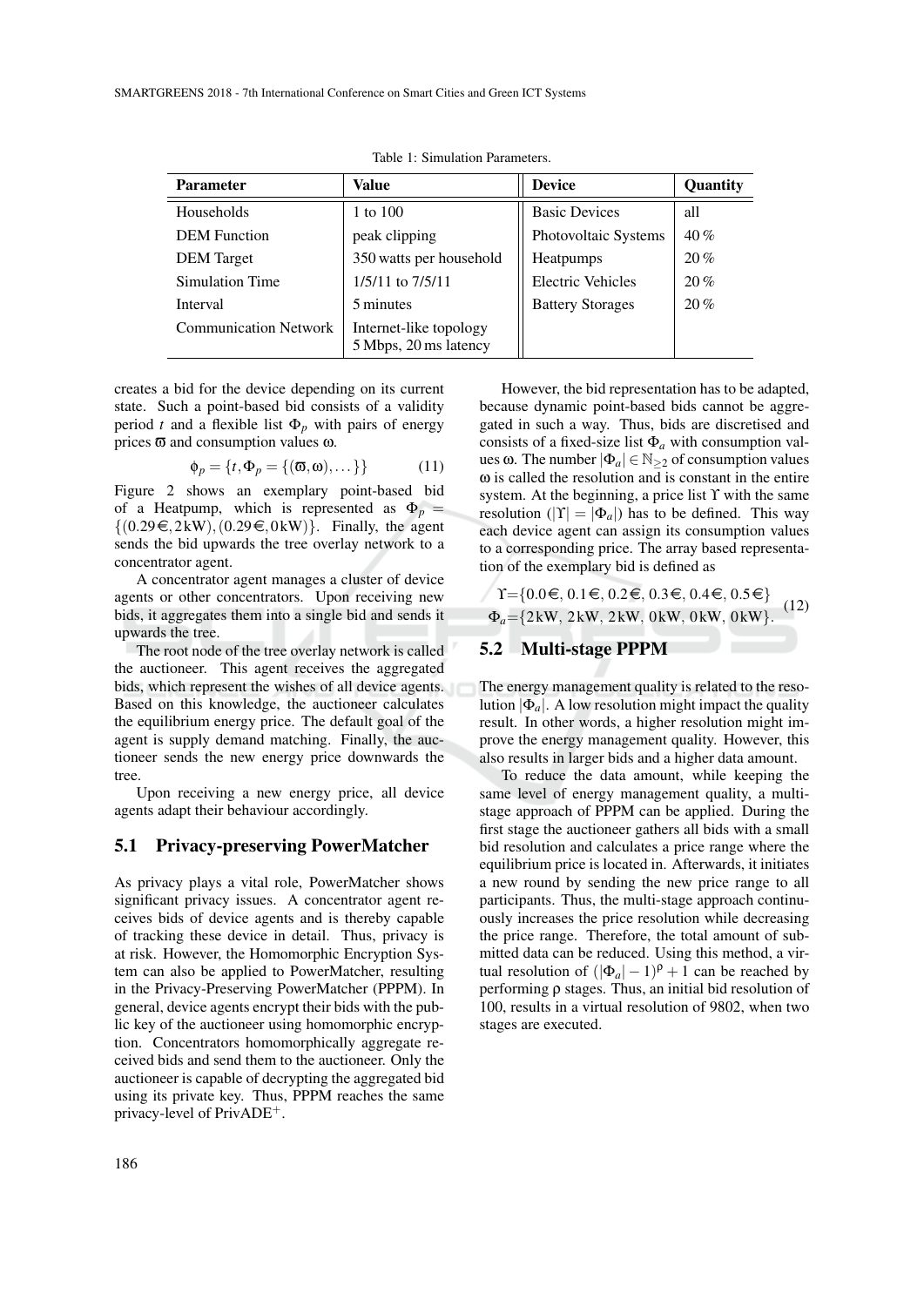Table 1: Simulation Parameters.

| Parameter | Value | Device | Quantity |
|---|---|---|---|
| Households | 1 to 100 | Basic Devices | all |
| DEM Function | peak clipping | Photovoltaic Systems | 40 % |
| DEM Target | 350 watts per household | Heatpumps | 20 % |
| Simulation Time | 1/5/11 to 7/5/11 | Electric Vehicles | 20 % |
| Interval | 5 minutes | Battery Storages | 20 % |
| Communication Network | Internet-like topology 5 Mbps, 20 ms latency | | |

creates a bid for the device depending on its current state. Such a point-based bid consists of a validity period $t$ and a flexible list $\Phi_p$ with pairs of energy prices $\varpi$ and consumption values $\omega$.

$$\phi_p = \{t, \Phi_p = \{(\varpi, \omega), \dots\}\} \tag{11}$$

Figure 2 shows an exemplary point-based bid of a Heatpump, which is represented as $\Phi_p = \{(0.29€, 2\,\text{kW}), (0.29€, 0\,\text{kW})\}$. Finally, the agent sends the bid upwards the tree overlay network to a concentrator agent.

A concentrator agent manages a cluster of device agents or other concentrators. Upon receiving new bids, it aggregates them into a single bid and sends it upwards the tree.

The root node of the tree overlay network is called the auctioneer. This agent receives the aggregated bids, which represent the wishes of all device agents. Based on this knowledge, the auctioneer calculates the equilibrium energy price. The default goal of the agent is supply demand matching. Finally, the auctioneer sends the new energy price downwards the tree.

Upon receiving a new energy price, all device agents adapt their behaviour accordingly.

### 5.1 Privacy-preserving PowerMatcher

As privacy plays a vital role, PowerMatcher shows significant privacy issues. A concentrator agent receives bids of device agents and is thereby capable of tracking these device in detail. Thus, privacy is at risk. However, the Homomorphic Encryption System can also be applied to PowerMatcher, resulting in the Privacy-Preserving PowerMatcher (PPPM). In general, device agents encrypt their bids with the public key of the auctioneer using homomorphic encryption. Concentrators homomorphically aggregate received bids and send them to the auctioneer. Only the auctioneer is capable of decrypting the aggregated bid using its private key. Thus, PPPM reaches the same privacy-level of PrivADE$^{+}$.

However, the bid representation has to be adapted, because dynamic point-based bids cannot be aggregated in such a way. Thus, bids are discretised and consists of a fixed-size list $\Phi_a$ with consumption values $\omega$. The number $|\Phi_a| \in \mathbb{N}_{\geq 2}$ of consumption values $\omega$ is called the resolution and is constant in the entire system. At the beginning, a price list $\Upsilon$ with the same resolution ($|\Upsilon| = |\Phi_a|$) has to be defined. This way each device agent can assign its consumption values to a corresponding price. The array based representation of the exemplary bid is defined as

$$\begin{aligned} \Upsilon &= \{0.0€, 0.1€, 0.2€, 0.3€, 0.4€, 0.5€\} \\ \Phi_a &= \{2\,\text{kW}, 2\,\text{kW}, 2\,\text{kW}, 0\,\text{kW}, 0\,\text{kW}, 0\,\text{kW}\}. \end{aligned} \tag{12}$$

### 5.2 Multi-stage PPPM

The energy management quality is related to the resolution $|\Phi_a|$. A low resolution might impact the quality result. In other words, a higher resolution might improve the energy management quality. However, this also results in larger bids and a higher data amount.

To reduce the data amount, while keeping the same level of energy management quality, a multi-stage approach of PPPM can be applied. During the first stage the auctioneer gathers all bids with a small bid resolution and calculates a price range where the equilibrium price is located in. Afterwards, it initiates a new round by sending the new price range to all participants. Thus, the multi-stage approach continuously increases the price resolution while decreasing the price range. Therefore, the total amount of submitted data can be reduced. Using this method, a virtual resolution of $(|\Phi_a| - 1)^{\rho} + 1$ can be reached by performing $\rho$ stages. Thus, an initial bid resolution of 100, results in a virtual resolution of 9802, when two stages are executed.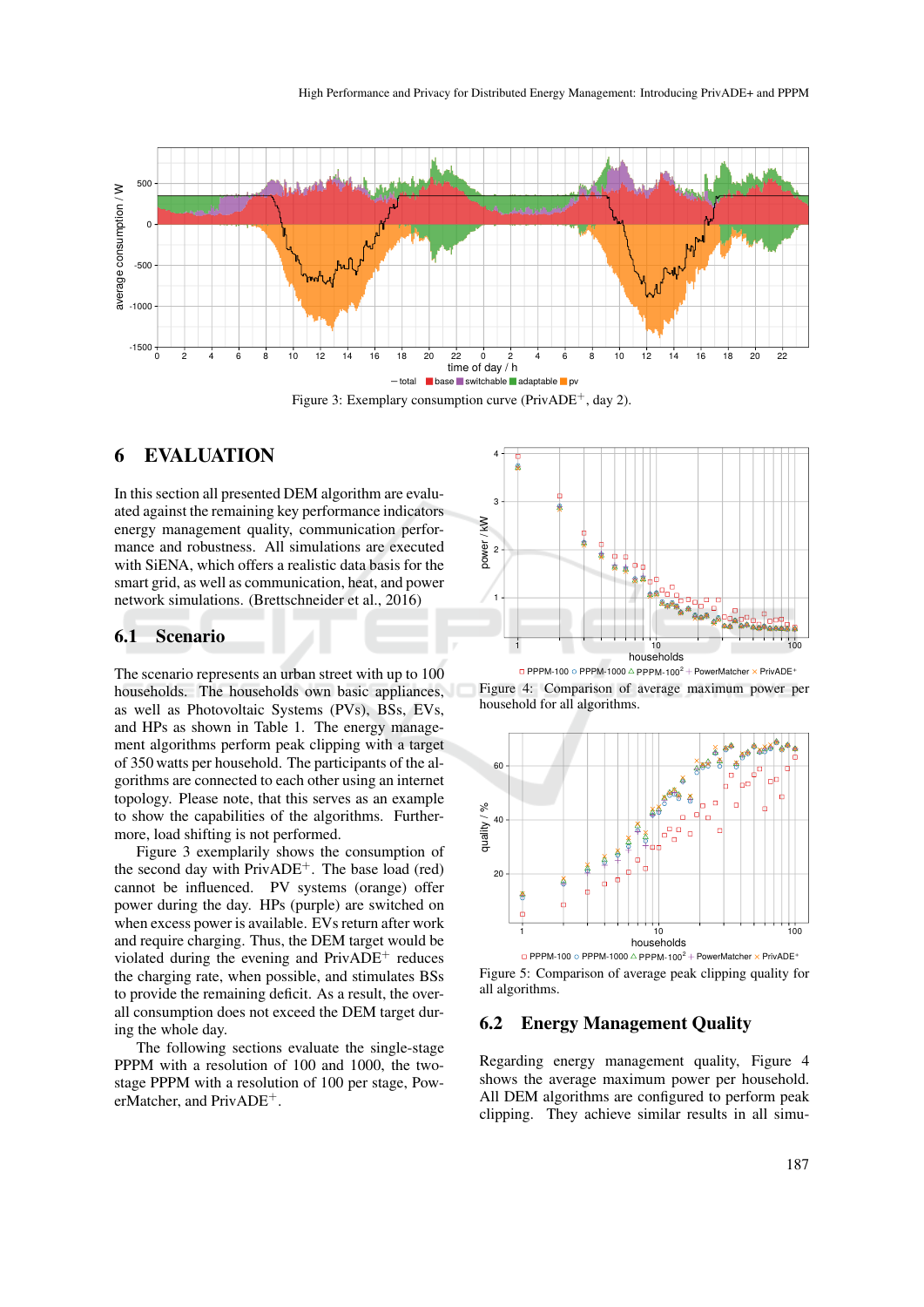Figure 3: Exemplary consumption curve (PrivADE$^+$, day 2).

# 6 EVALUATION

In this section all presented DEM algorithm are evaluated against the remaining key performance indicators energy management quality, communication performance and robustness. All simulations are executed with SiENA, which offers a realistic data basis for the smart grid, as well as communication, heat, and power network simulations. (Brettschneider et al., 2016)

## 6.1 Scenario

The scenario represents an urban street with up to 100 households. The households own basic appliances, as well as Photovoltaic Systems (PVs), BSs, EVs, and HPs as shown in Table 1. The energy management algorithms perform peak clipping with a target of 350 watts per household. The participants of the algorithms are connected to each other using an internet topology. Please note, that this serves as an example to show the capabilities of the algorithms. Furthermore, load shifting is not performed.

Figure 3 exemplarly shows the consumption of the second day with PrivADE$^+$. The base load (red) cannot be influenced. PV systems (orange) offer power during the day. HPs (purple) are switched on when excess power is available. EVs return after work and require charging. Thus, the DEM target would be violated during the evening and PrivADE$^+$ reduces the charging rate, when possible, and stimulates BSs to provide the remaining deficit. As a result, the overall consumption does not exceed the DEM target during the whole day.

The following sections evaluate the single-stage PPPM with a resolution of 100 and 1000, the two-stage PPPM with a resolution of 100 per stage, PowerMatcher, and PrivADE$^+$.

Figure 4: Comparison of average maximum power per household for all algorithms.

Figure 5: Comparison of average peak clipping quality for all algorithms.

## 6.2 Energy Management Quality

Regarding energy management quality, Figure 4 shows the average maximum power per household. All DEM algorithms are configured to perform peak clipping. They achieve similar results in all simu-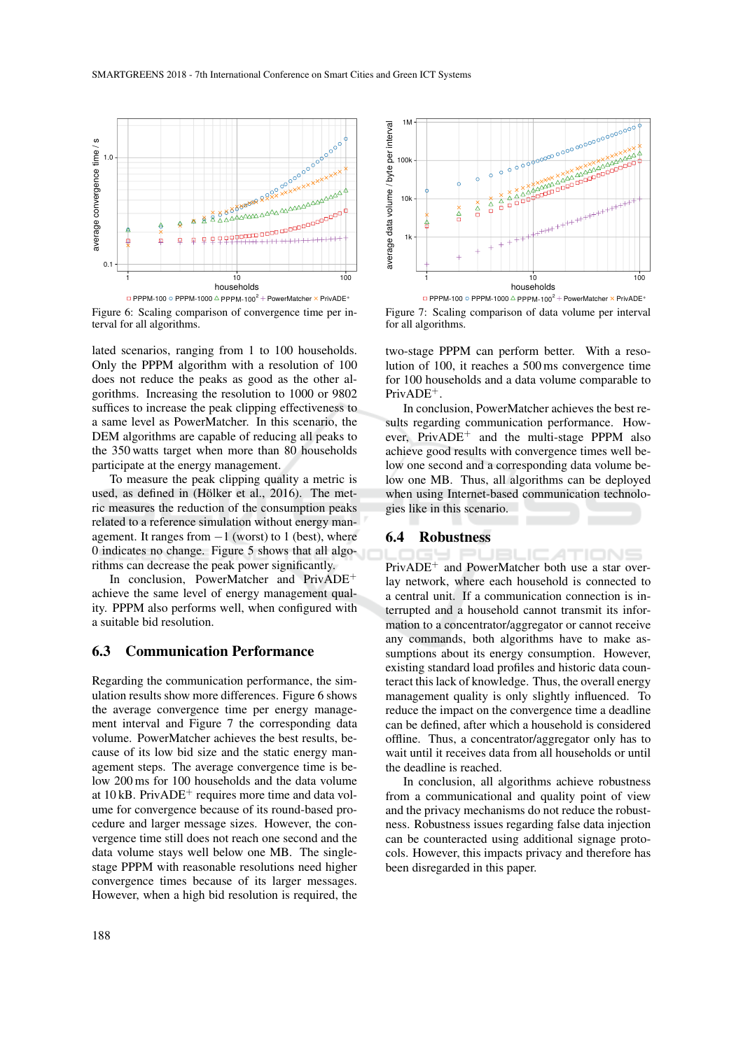Figure 6: Scaling comparison of convergence time per interval for all algorithms.

Figure 7: Scaling comparison of data volume per interval for all algorithms.

lated scenarios, ranging from 1 to 100 households. Only the PPPM algorithm with a resolution of 100 does not reduce the peaks as good as the other algorithms. Increasing the resolution to 1000 or 9802 suffices to increase the peak clipping effectiveness to a same level as PowerMatcher. In this scenario, the DEM algorithms are capable of reducing all peaks to the 350 watts target when more than 80 households participate at the energy management.

To measure the peak clipping quality a metric is used, as defined in (Hölker et al., 2016). The metric measures the reduction of the consumption peaks related to a reference simulation without energy management. It ranges from $-1$ (worst) to 1 (best), where 0 indicates no change. Figure 5 shows that all algorithms can decrease the peak power significantly.

In conclusion, PowerMatcher and PrivADE$^+$ achieve the same level of energy management quality. PPPM also performs well, when configured with a suitable bid resolution.

### 6.3 Communication Performance

Regarding the communication performance, the simulation results show more differences. Figure 6 shows the average convergence time per energy management interval and Figure 7 the corresponding data volume. PowerMatcher achieves the best results, because of its low bid size and the static energy management steps. The average convergence time is below 200 ms for 100 households and the data volume at 10 kB. PrivADE$^+$ requires more time and data volume for convergence because of its round-based procedure and larger message sizes. However, the convergence time still does not reach one second and the data volume stays well below one MB. The single-stage PPPM with reasonable resolutions need higher convergence times because of its larger messages. However, when a high bid resolution is required, the two-stage PPPM can perform better. With a resolution of 100, it reaches a 500 ms convergence time for 100 households and a data volume comparable to PrivADE$^+$.

In conclusion, PowerMatcher achieves the best results regarding communication performance. However, PrivADE$^+$ and the multi-stage PPPM also achieve good results with convergence times well below one second and a corresponding data volume below one MB. Thus, all algorithms can be deployed when using Internet-based communication technologies like in this scenario.

### 6.4 Robustness

PrivADE$^+$ and PowerMatcher both use a star overlay network, where each household is connected to a central unit. If a communication connection is interrupted and a household cannot transmit its information to a concentrator/aggregator or cannot receive any commands, both algorithms have to make assumptions about its energy consumption. However, existing standard load profiles and historic data counteract this lack of knowledge. Thus, the overall energy management quality is only slightly influenced. To reduce the impact on the convergence time a deadline can be defined, after which a household is considered offline. Thus, a concentrator/aggregator only has to wait until it receives data from all households or until the deadline is reached.

In conclusion, all algorithms achieve robustness from a communicational and quality point of view and the privacy mechanisms do not reduce the robustness. Robustness issues regarding false data injection can be counteracted using additional signage protocols. However, this impacts privacy and therefore has been disregarded in this paper.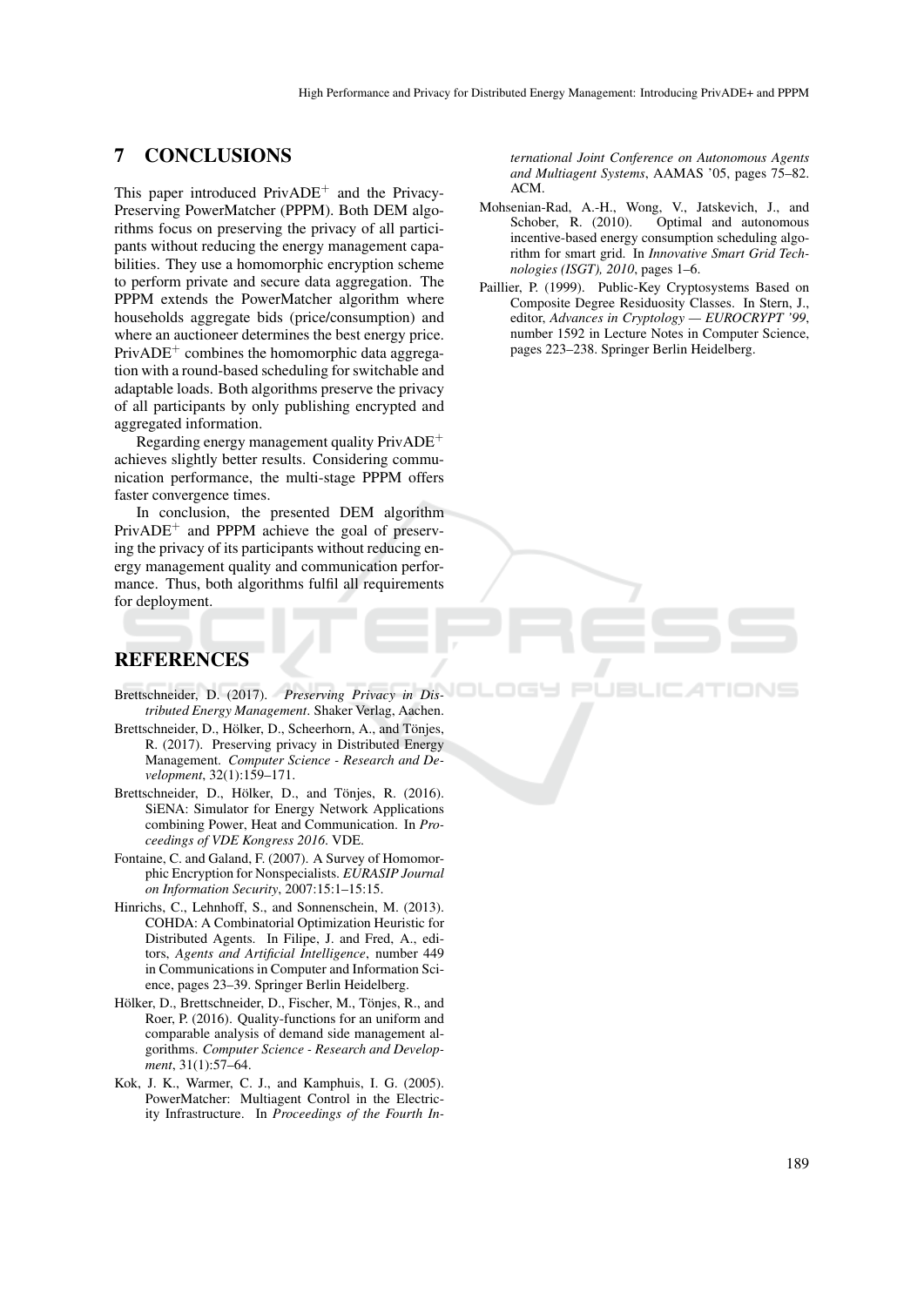## 7 CONCLUSIONS

This paper introduced PrivADE$^+$ and the Privacy-Preserving PowerMatcher (PPPM). Both DEM algorithms focus on preserving the privacy of all participants without reducing the energy management capabilities. They use a homomorphic encryption scheme to perform private and secure data aggregation. The PPPM extends the PowerMatcher algorithm where households aggregate bids (price/consumption) and where an auctioneer determines the best energy price. PrivADE$^+$ combines the homomorphic data aggregation with a round-based scheduling for switchable and adaptable loads. Both algorithms preserve the privacy of all participants by only publishing encrypted and aggregated information.

Regarding energy management quality PrivADE$^+$ achieves slightly better results. Considering communication performance, the multi-stage PPPM offers faster convergence times.

In conclusion, the presented DEM algorithm PrivADE$^+$ and PPPM achieve the goal of preserving the privacy of its participants without reducing energy management quality and communication performance. Thus, both algorithms fulfil all requirements for deployment.

## REFERENCES

Brettschneider, D. (2017). *Preserving Privacy in Distributed Energy Management*. Shaker Verlag, Aachen.

Brettschneider, D., Hölker, D., Scheerhorn, A., and Tönjes, R. (2017). Preserving privacy in Distributed Energy Management. *Computer Science - Research and Development*, 32(1):159–171.

Brettschneider, D., Hölker, D., and Tönjes, R. (2016). SiENA: Simulator for Energy Network Applications combining Power, Heat and Communication. In *Proceedings of VDE Kongress 2016*. VDE.

Fontaine, C. and Galand, F. (2007). A Survey of Homomorphic Encryption for Nonspecialists. *EURASIP Journal on Information Security*, 2007:15:1–15:15.

Hinrichs, C., Lehnhoff, S., and Sonnenschein, M. (2013). COHDA: A Combinatorial Optimization Heuristic for Distributed Agents. In Filipe, J. and Fred, A., editors, *Agents and Artificial Intelligence*, number 449 in Communications in Computer and Information Science, pages 23–39. Springer Berlin Heidelberg.

Hölker, D., Brettschneider, D., Fischer, M., Tönjes, R., and Roer, P. (2016). Quality-functions for an uniform and comparable analysis of demand side management algorithms. *Computer Science - Research and Development*, 31(1):57–64.

Kok, J. K., Warmer, C. J., and Kamphuis, I. G. (2005). PowerMatcher: Multiagent Control in the Electricity Infrastructure. In *Proceedings of the Fourth International Joint Conference on Autonomous Agents and Multiagent Systems*, AAMAS '05, pages 75–82. ACM.

Mohsenian-Rad, A.-H., Wong, V., Jatskevich, J., and Schober, R. (2010). Optimal and autonomous incentive-based energy consumption scheduling algorithm for smart grid. In *Innovative Smart Grid Technologies (ISGT), 2010*, pages 1–6.

Paillier, P. (1999). Public-Key Cryptosystems Based on Composite Degree Residuosity Classes. In Stern, J., editor, *Advances in Cryptology — EUROCRYPT '99*, number 1592 in Lecture Notes in Computer Science, pages 223–238. Springer Berlin Heidelberg.